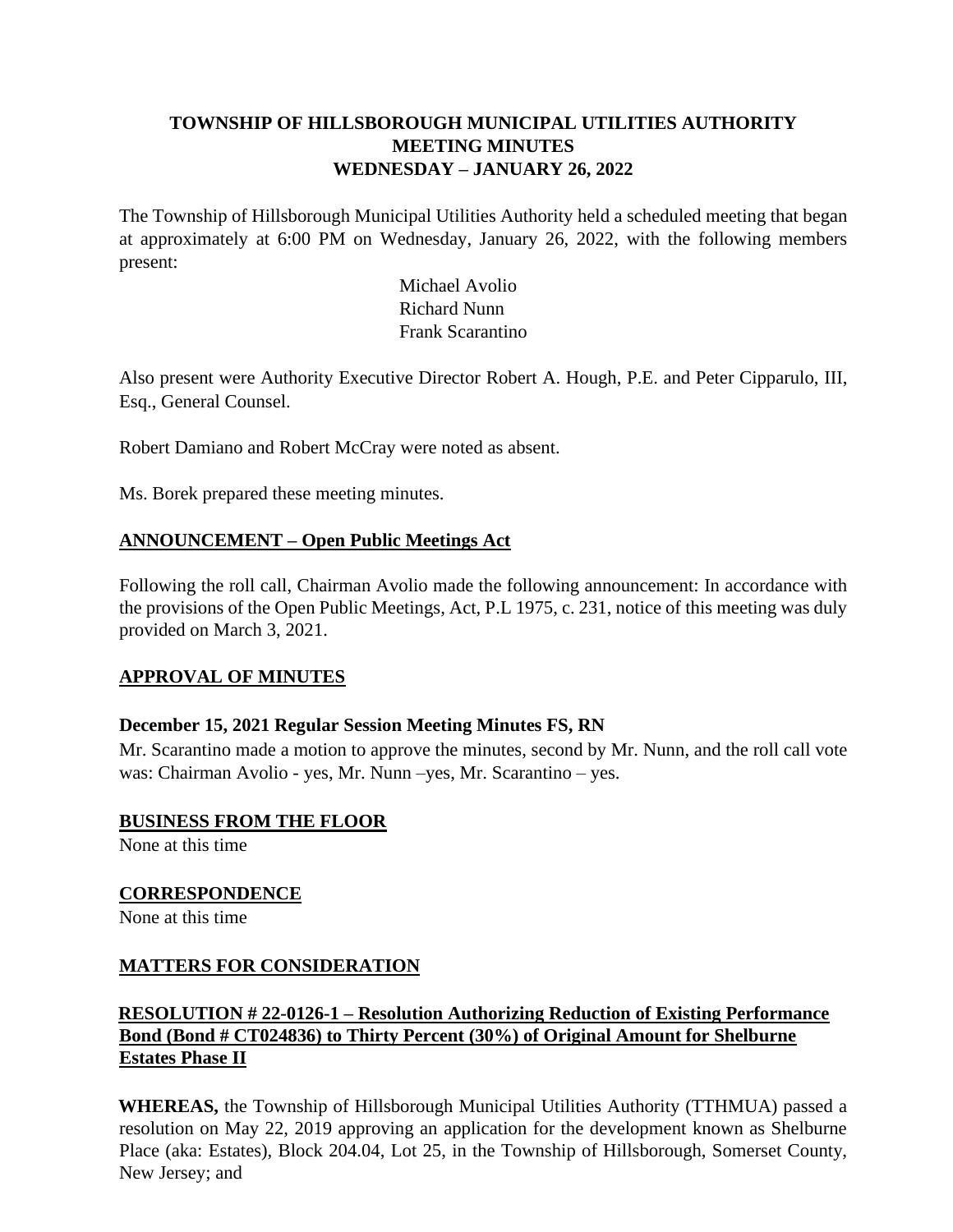# TOWNSHIP OF HILLSBOROUGH MUNICIPAL UTILITIES AUTHORITY
## MEETING MINUTES
## WEDNESDAY – JANUARY 26, 2022

The Township of Hillsborough Municipal Utilities Authority held a scheduled meeting that began at approximately at 6:00 PM on Wednesday, January 26, 2022, with the following members present:

Michael Avolio
Richard Nunn
Frank Scarantino

Also present were Authority Executive Director Robert A. Hough, P.E. and Peter Cipparulo, III, Esq., General Counsel.

Robert Damiano and Robert McCray were noted as absent.

Ms. Borek prepared these meeting minutes.

**ANNOUNCEMENT – Open Public Meetings Act**

Following the roll call, Chairman Avolio made the following announcement: In accordance with the provisions of the Open Public Meetings, Act, P.L 1975, c. 231, notice of this meeting was duly provided on March 3, 2021.

**APPROVAL OF MINUTES**

**December 15, 2021 Regular Session Meeting Minutes FS, RN**

Mr. Scarantino made a motion to approve the minutes, second by Mr. Nunn, and the roll call vote was: Chairman Avolio - yes, Mr. Nunn –yes, Mr. Scarantino – yes.

**BUSINESS FROM THE FLOOR**

None at this time

**CORRESPONDENCE**

None at this time

**MATTERS FOR CONSIDERATION**

**RESOLUTION # 22-0126-1 – Resolution Authorizing Reduction of Existing Performance Bond (Bond # CT024836) to Thirty Percent (30%) of Original Amount for Shelburne Estates Phase II**

**WHEREAS,** the Township of Hillsborough Municipal Utilities Authority (TTHMUA) passed a resolution on May 22, 2019 approving an application for the development known as Shelburne Place (aka: Estates), Block 204.04, Lot 25, in the Township of Hillsborough, Somerset County, New Jersey; and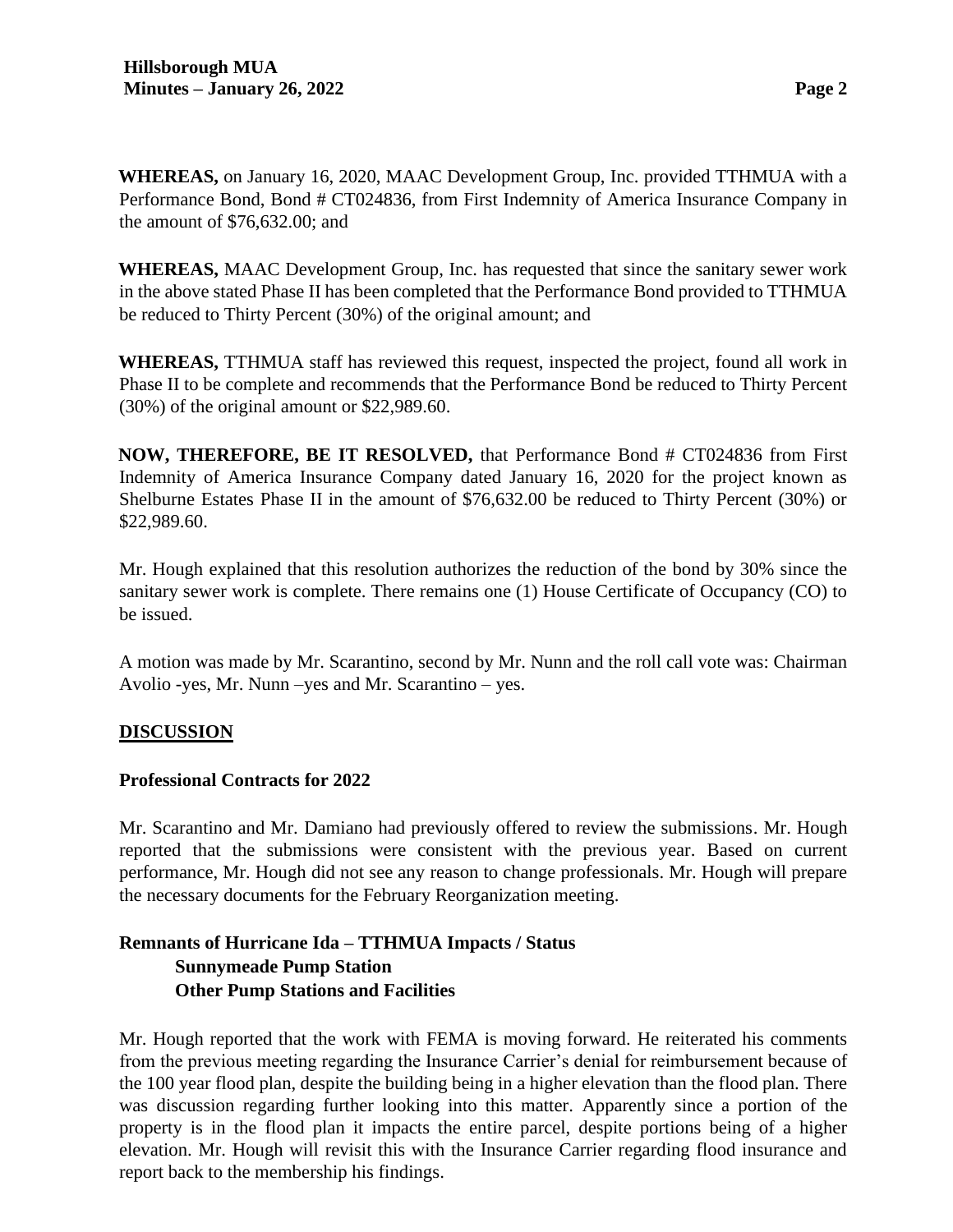**WHEREAS,** on January 16, 2020, MAAC Development Group, Inc. provided TTHMUA with a Performance Bond, Bond # CT024836, from First Indemnity of America Insurance Company in the amount of $76,632.00; and

**WHEREAS,** MAAC Development Group, Inc. has requested that since the sanitary sewer work in the above stated Phase II has been completed that the Performance Bond provided to TTHMUA be reduced to Thirty Percent (30%) of the original amount; and

**WHEREAS,** TTHMUA staff has reviewed this request, inspected the project, found all work in Phase II to be complete and recommends that the Performance Bond be reduced to Thirty Percent (30%) of the original amount or $22,989.60.

**NOW, THEREFORE, BE IT RESOLVED,** that Performance Bond # CT024836 from First Indemnity of America Insurance Company dated January 16, 2020 for the project known as Shelburne Estates Phase II in the amount of $76,632.00 be reduced to Thirty Percent (30%) or $22,989.60.

Mr. Hough explained that this resolution authorizes the reduction of the bond by 30% since the sanitary sewer work is complete. There remains one (1) House Certificate of Occupancy (CO) to be issued.

A motion was made by Mr. Scarantino, second by Mr. Nunn and the roll call vote was: Chairman Avolio -yes, Mr. Nunn –yes and Mr. Scarantino – yes.

## DISCUSSION

### Professional Contracts for 2022

Mr. Scarantino and Mr. Damiano had previously offered to review the submissions. Mr. Hough reported that the submissions were consistent with the previous year. Based on current performance, Mr. Hough did not see any reason to change professionals. Mr. Hough will prepare the necessary documents for the February Reorganization meeting.

### Remnants of Hurricane Ida – TTHMUA Impacts / Status
**Sunnymeade Pump Station**
**Other Pump Stations and Facilities**

Mr. Hough reported that the work with FEMA is moving forward. He reiterated his comments from the previous meeting regarding the Insurance Carrier's denial for reimbursement because of the 100 year flood plan, despite the building being in a higher elevation than the flood plan. There was discussion regarding further looking into this matter. Apparently since a portion of the property is in the flood plan it impacts the entire parcel, despite portions being of a higher elevation. Mr. Hough will revisit this with the Insurance Carrier regarding flood insurance and report back to the membership his findings.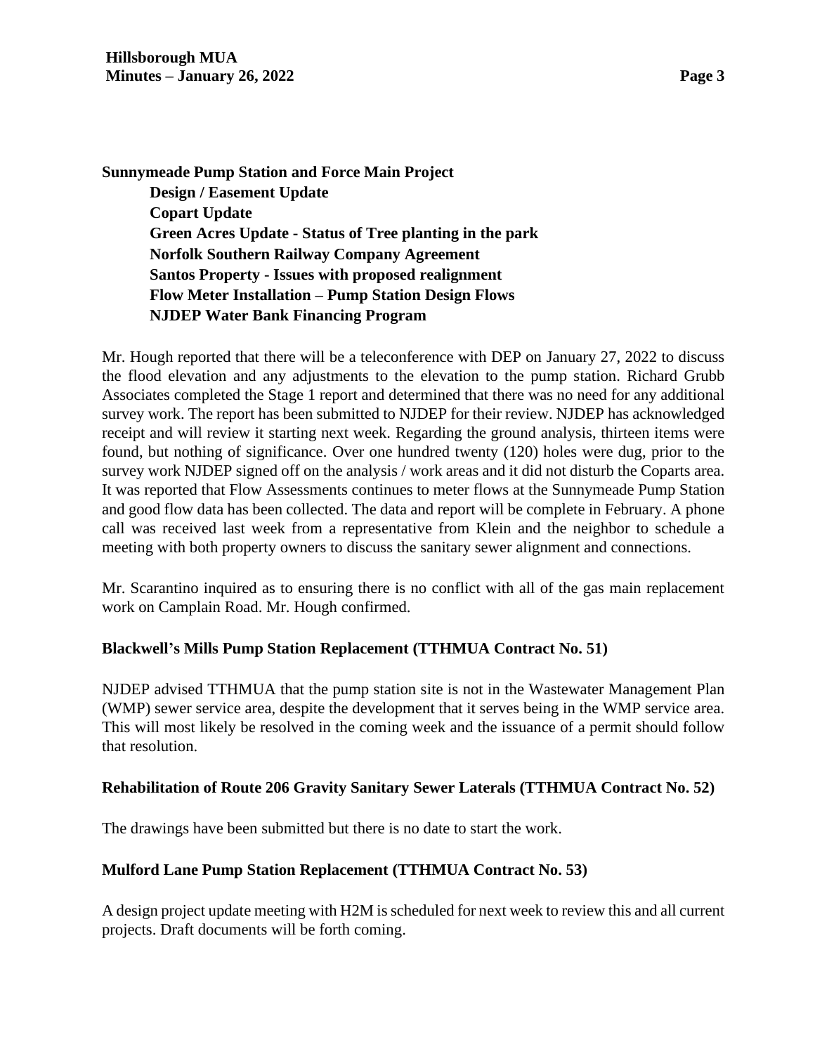**Sunnymeade Pump Station and Force Main Project**

**Design / Easement Update**
**Copart Update**
**Green Acres Update - Status of Tree planting in the park**
**Norfolk Southern Railway Company Agreement**
**Santos Property - Issues with proposed realignment**
**Flow Meter Installation – Pump Station Design Flows**
**NJDEP Water Bank Financing Program**

Mr. Hough reported that there will be a teleconference with DEP on January 27, 2022 to discuss the flood elevation and any adjustments to the elevation to the pump station. Richard Grubb Associates completed the Stage 1 report and determined that there was no need for any additional survey work. The report has been submitted to NJDEP for their review. NJDEP has acknowledged receipt and will review it starting next week. Regarding the ground analysis, thirteen items were found, but nothing of significance. Over one hundred twenty (120) holes were dug, prior to the survey work NJDEP signed off on the analysis / work areas and it did not disturb the Coparts area. It was reported that Flow Assessments continues to meter flows at the Sunnymeade Pump Station and good flow data has been collected. The data and report will be complete in February. A phone call was received last week from a representative from Klein and the neighbor to schedule a meeting with both property owners to discuss the sanitary sewer alignment and connections.

Mr. Scarantino inquired as to ensuring there is no conflict with all of the gas main replacement work on Camplain Road. Mr. Hough confirmed.

**Blackwell's Mills Pump Station Replacement (TTHMUA Contract No. 51)**

NJDEP advised TTHMUA that the pump station site is not in the Wastewater Management Plan (WMP) sewer service area, despite the development that it serves being in the WMP service area. This will most likely be resolved in the coming week and the issuance of a permit should follow that resolution.

**Rehabilitation of Route 206 Gravity Sanitary Sewer Laterals (TTHMUA Contract No. 52)**

The drawings have been submitted but there is no date to start the work.

**Mulford Lane Pump Station Replacement (TTHMUA Contract No. 53)**

A design project update meeting with H2M is scheduled for next week to review this and all current projects. Draft documents will be forth coming.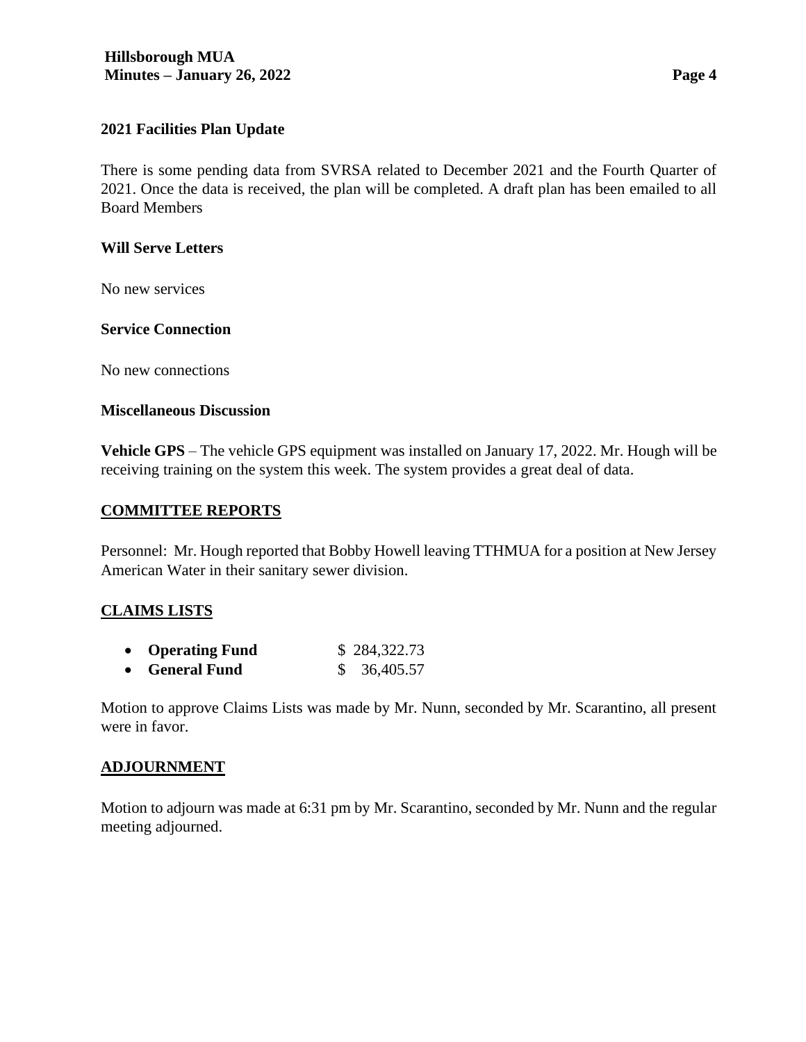**2021 Facilities Plan Update**

There is some pending data from SVRSA related to December 2021 and the Fourth Quarter of 2021. Once the data is received, the plan will be completed. A draft plan has been emailed to all Board Members

**Will Serve Letters**

No new services

**Service Connection**

No new connections

**Miscellaneous Discussion**

**Vehicle GPS** – The vehicle GPS equipment was installed on January 17, 2022. Mr. Hough will be receiving training on the system this week. The system provides a great deal of data.

## COMMITTEE REPORTS

Personnel: Mr. Hough reported that Bobby Howell leaving TTHMUA for a position at New Jersey American Water in their sanitary sewer division.

## CLAIMS LISTS

- **Operating Fund** $ 284,322.73
- **General Fund** $ 36,405.57

Motion to approve Claims Lists was made by Mr. Nunn, seconded by Mr. Scarantino, all present were in favor.

## ADJOURNMENT

Motion to adjourn was made at 6:31 pm by Mr. Scarantino, seconded by Mr. Nunn and the regular meeting adjourned.